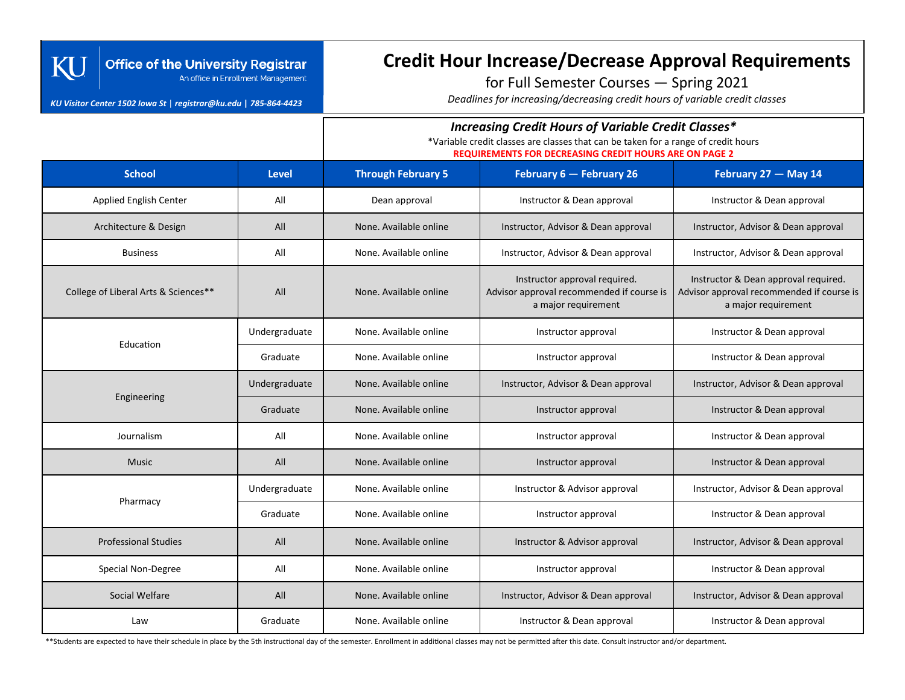**Office of the University Registrar**
An office in Enrollment Management

*KU Visitor Center 1502 Iowa St | registrar@ku.edu | 785-864-4423*

# Credit Hour Increase/Decrease Approval Requirements

## for Full Semester Courses — Spring 2021

*Deadlines for increasing/decreasing credit hours of variable credit classes*

### *Increasing Credit Hours of Variable Credit Classes**

*Variable credit classes are classes that can be taken for a range of credit hours

**REQUIREMENTS FOR DECREASING CREDIT HOURS ARE ON PAGE 2**

| School | Level | Through February 5 | February 6 — February 26 | February 27 — May 14 |
|---|---|---|---|---|
| Applied English Center | All | Dean approval | Instructor & Dean approval | Instructor & Dean approval |
| Architecture & Design | All | None. Available online | Instructor, Advisor & Dean approval | Instructor, Advisor & Dean approval |
| Business | All | None. Available online | Instructor, Advisor & Dean approval | Instructor, Advisor & Dean approval |
| College of Liberal Arts & Sciences** | All | None. Available online | Instructor approval required. Advisor approval recommended if course is a major requirement | Instructor & Dean approval required. Advisor approval recommended if course is a major requirement |
| Education | Undergraduate | None. Available online | Instructor approval | Instructor & Dean approval |
| | Graduate | None. Available online | Instructor approval | Instructor & Dean approval |
| Engineering | Undergraduate | None. Available online | Instructor, Advisor & Dean approval | Instructor, Advisor & Dean approval |
| | Graduate | None. Available online | Instructor approval | Instructor & Dean approval |
| Journalism | All | None. Available online | Instructor approval | Instructor & Dean approval |
| Music | All | None. Available online | Instructor approval | Instructor & Dean approval |
| Pharmacy | Undergraduate | None. Available online | Instructor & Advisor approval | Instructor, Advisor & Dean approval |
| | Graduate | None. Available online | Instructor approval | Instructor & Dean approval |
| Professional Studies | All | None. Available online | Instructor & Advisor approval | Instructor, Advisor & Dean approval |
| Special Non-Degree | All | None. Available online | Instructor approval | Instructor & Dean approval |
| Social Welfare | All | None. Available online | Instructor, Advisor & Dean approval | Instructor, Advisor & Dean approval |
| Law | Graduate | None. Available online | Instructor & Dean approval | Instructor & Dean approval |

**Students are expected to have their schedule in place by the 5th instructional day of the semester. Enrollment in additional classes may not be permitted after this date. Consult instructor and/or department.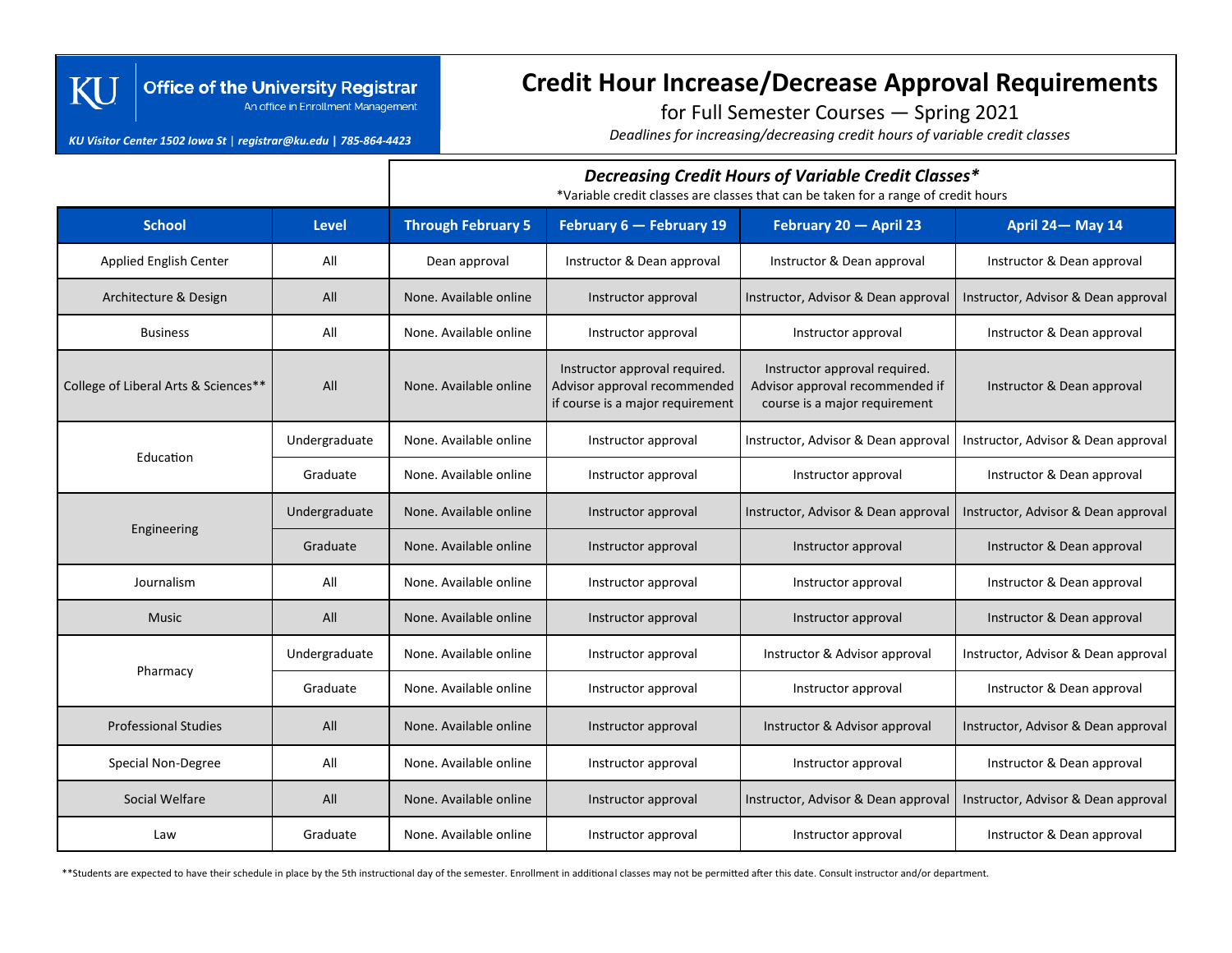KU Office of the University Registrar
An office in Enrollment Management

*KU Visitor Center 1502 Iowa St | registrar@ku.edu | 785-864-4423*

# Credit Hour Increase/Decrease Approval Requirements

## for Full Semester Courses — Spring 2021

*Deadlines for increasing/decreasing credit hours of variable credit classes*

| | | ***Decreasing Credit Hours of Variable Credit Classes**** *Variable credit classes are classes that can be taken for a range of credit hours | | | |
|---|---|---|---|---|---|
| **School** | **Level** | **Through February 5** | **February 6 — February 19** | **February 20 — April 23** | **April 24— May 14** |
| Applied English Center | All | Dean approval | Instructor & Dean approval | Instructor & Dean approval | Instructor & Dean approval |
| Architecture & Design | All | None. Available online | Instructor approval | Instructor, Advisor & Dean approval | Instructor, Advisor & Dean approval |
| Business | All | None. Available online | Instructor approval | Instructor approval | Instructor & Dean approval |
| College of Liberal Arts & Sciences** | All | None. Available online | Instructor approval required. Advisor approval recommended if course is a major requirement | Instructor approval required. Advisor approval recommended if course is a major requirement | Instructor & Dean approval |
| Education | Undergraduate | None. Available online | Instructor approval | Instructor, Advisor & Dean approval | Instructor, Advisor & Dean approval |
| | Graduate | None. Available online | Instructor approval | Instructor approval | Instructor & Dean approval |
| Engineering | Undergraduate | None. Available online | Instructor approval | Instructor, Advisor & Dean approval | Instructor, Advisor & Dean approval |
| | Graduate | None. Available online | Instructor approval | Instructor approval | Instructor & Dean approval |
| Journalism | All | None. Available online | Instructor approval | Instructor approval | Instructor & Dean approval |
| Music | All | None. Available online | Instructor approval | Instructor approval | Instructor & Dean approval |
| Pharmacy | Undergraduate | None. Available online | Instructor approval | Instructor & Advisor approval | Instructor, Advisor & Dean approval |
| | Graduate | None. Available online | Instructor approval | Instructor approval | Instructor & Dean approval |
| Professional Studies | All | None. Available online | Instructor approval | Instructor & Advisor approval | Instructor, Advisor & Dean approval |
| Special Non-Degree | All | None. Available online | Instructor approval | Instructor approval | Instructor & Dean approval |
| Social Welfare | All | None. Available online | Instructor approval | Instructor, Advisor & Dean approval | Instructor, Advisor & Dean approval |
| Law | Graduate | None. Available online | Instructor approval | Instructor approval | Instructor & Dean approval |

**Students are expected to have their schedule in place by the 5th instructional day of the semester. Enrollment in additional classes may not be permitted after this date. Consult instructor and/or department.